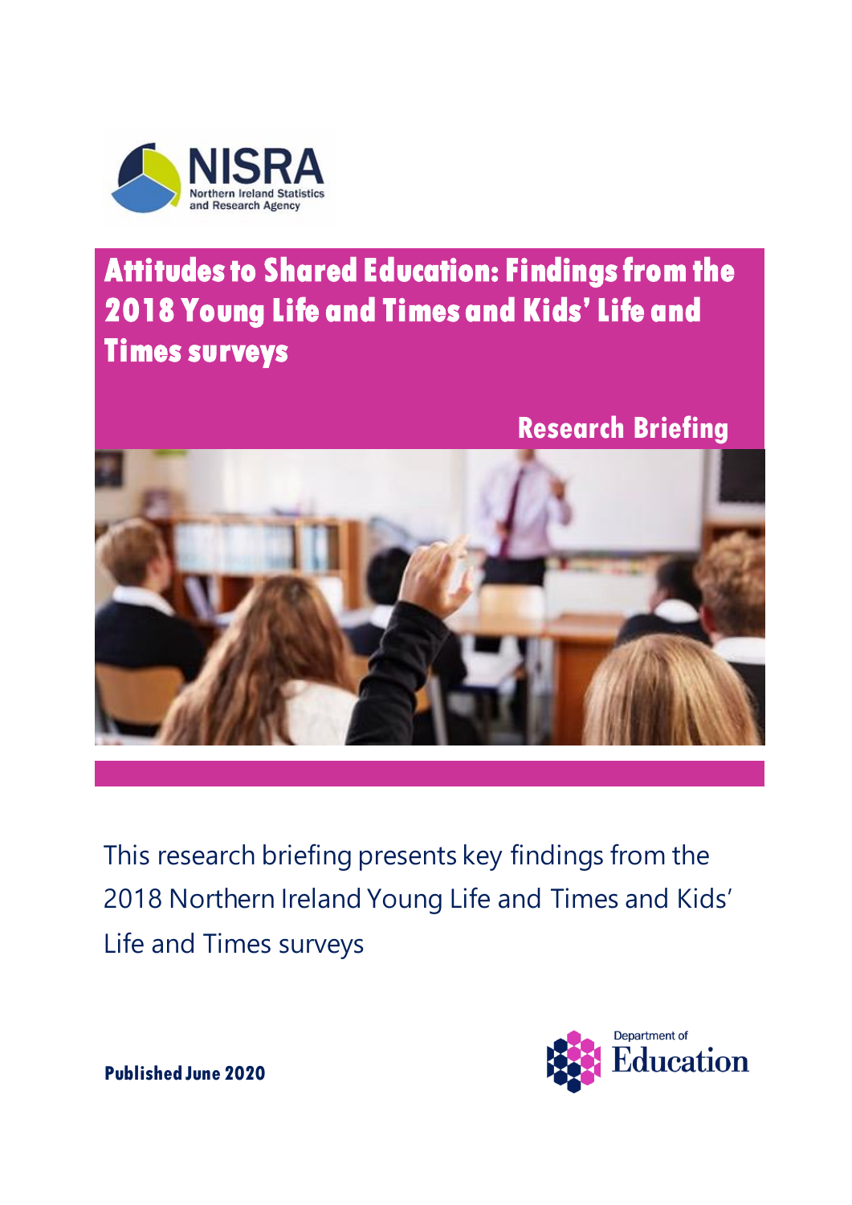NISRA
Northern Ireland Statistics and Research Agency

# Attitudes to Shared Education: Findings from the 2018 Young Life and Times and Kids' Life and Times surveys

## Research Briefing

This research briefing presents key findings from the 2018 Northern Ireland Young Life and Times and Kids' Life and Times surveys

**Published June 2020**

Department of Education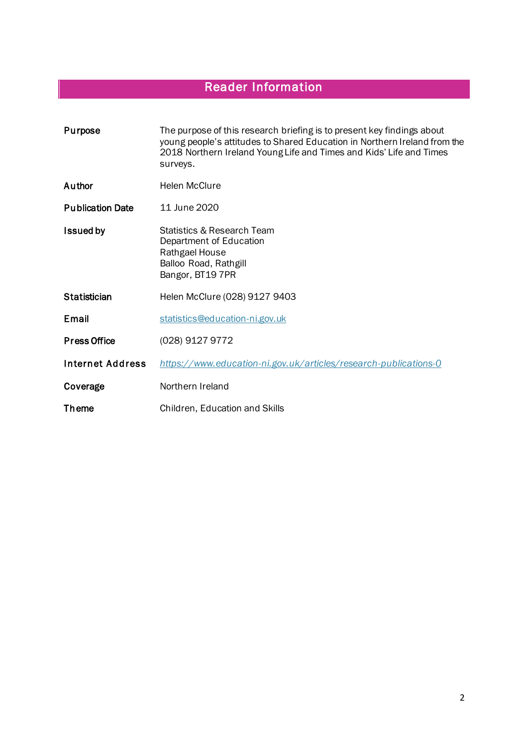## Reader Information

| | |
|---|---|
| **Purpose** | The purpose of this research briefing is to present key findings about young people's attitudes to Shared Education in Northern Ireland from the 2018 Northern Ireland Young Life and Times and Kids' Life and Times surveys. |
| **Author** | Helen McClure |
| **Publication Date** | 11 June 2020 |
| **Issued by** | Statistics & Research Team<br>Department of Education<br>Rathgael House<br>Balloo Road, Rathgill<br>Bangor, BT19 7PR |
| **Statistician** | Helen McClure (028) 9127 9403 |
| **Email** | [statistics@education-ni.gov.uk](mailto:statistics@education-ni.gov.uk) |
| **Press Office** | (028) 9127 9772 |
| **Internet Address** | *[https://www.education-ni.gov.uk/articles/research-publications-0](https://www.education-ni.gov.uk/articles/research-publications-0)* |
| **Coverage** | Northern Ireland |
| **Theme** | Children, Education and Skills |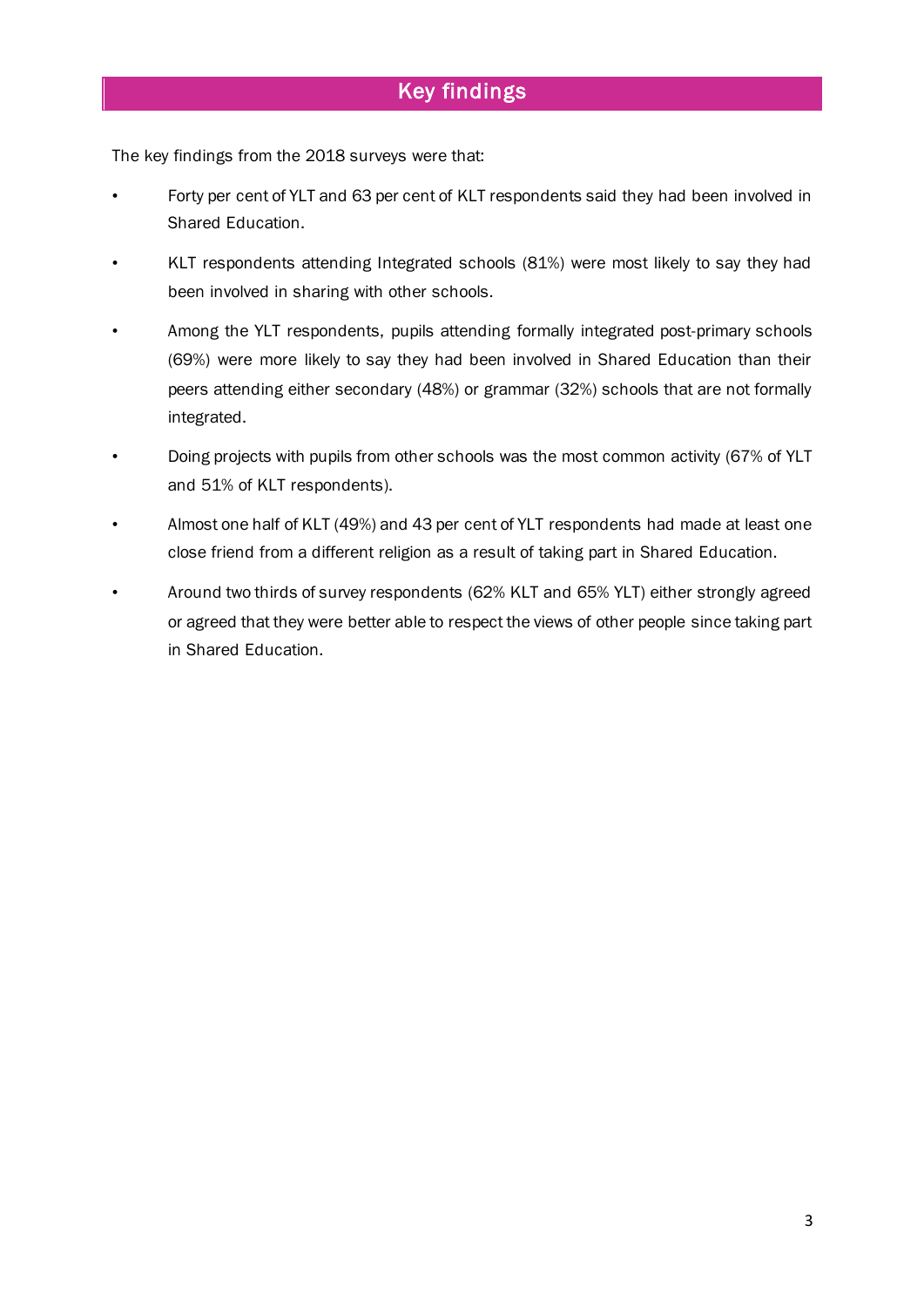## Key findings

The key findings from the 2018 surveys were that:

- Forty per cent of YLT and 63 per cent of KLT respondents said they had been involved in Shared Education.
- KLT respondents attending Integrated schools (81%) were most likely to say they had been involved in sharing with other schools.
- Among the YLT respondents, pupils attending formally integrated post-primary schools (69%) were more likely to say they had been involved in Shared Education than their peers attending either secondary (48%) or grammar (32%) schools that are not formally integrated.
- Doing projects with pupils from other schools was the most common activity (67% of YLT and 51% of KLT respondents).
- Almost one half of KLT (49%) and 43 per cent of YLT respondents had made at least one close friend from a different religion as a result of taking part in Shared Education.
- Around two thirds of survey respondents (62% KLT and 65% YLT) either strongly agreed or agreed that they were better able to respect the views of other people since taking part in Shared Education.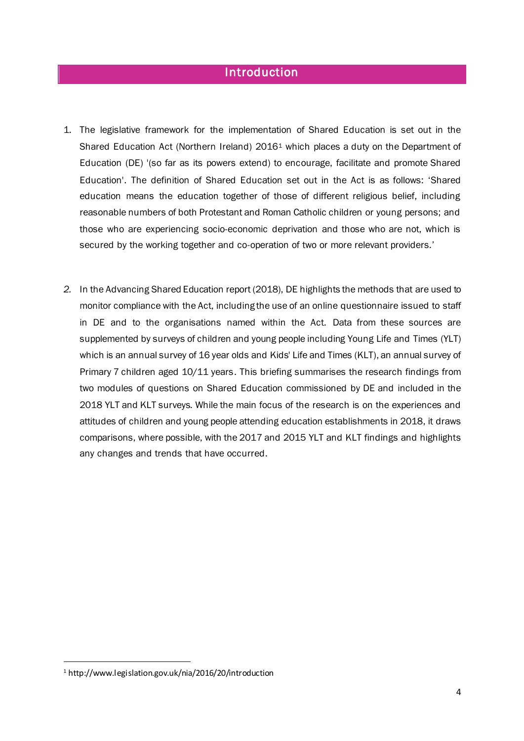# Introduction

1. The legislative framework for the implementation of Shared Education is set out in the Shared Education Act (Northern Ireland) 2016[1] which places a duty on the Department of Education (DE) '(so far as its powers extend) to encourage, facilitate and promote Shared Education'. The definition of Shared Education set out in the Act is as follows: 'Shared education means the education together of those of different religious belief, including reasonable numbers of both Protestant and Roman Catholic children or young persons; and those who are experiencing socio-economic deprivation and those who are not, which is secured by the working together and co-operation of two or more relevant providers.'

2. In the Advancing Shared Education report (2018), DE highlights the methods that are used to monitor compliance with the Act, including the use of an online questionnaire issued to staff in DE and to the organisations named within the Act. Data from these sources are supplemented by surveys of children and young people including Young Life and Times (YLT) which is an annual survey of 16 year olds and Kids' Life and Times (KLT), an annual survey of Primary 7 children aged 10/11 years. This briefing summarises the research findings from two modules of questions on Shared Education commissioned by DE and included in the 2018 YLT and KLT surveys. While the main focus of the research is on the experiences and attitudes of children and young people attending education establishments in 2018, it draws comparisons, where possible, with the 2017 and 2015 YLT and KLT findings and highlights any changes and trends that have occurred.

[1] http://www.legislation.gov.uk/nia/2016/20/introduction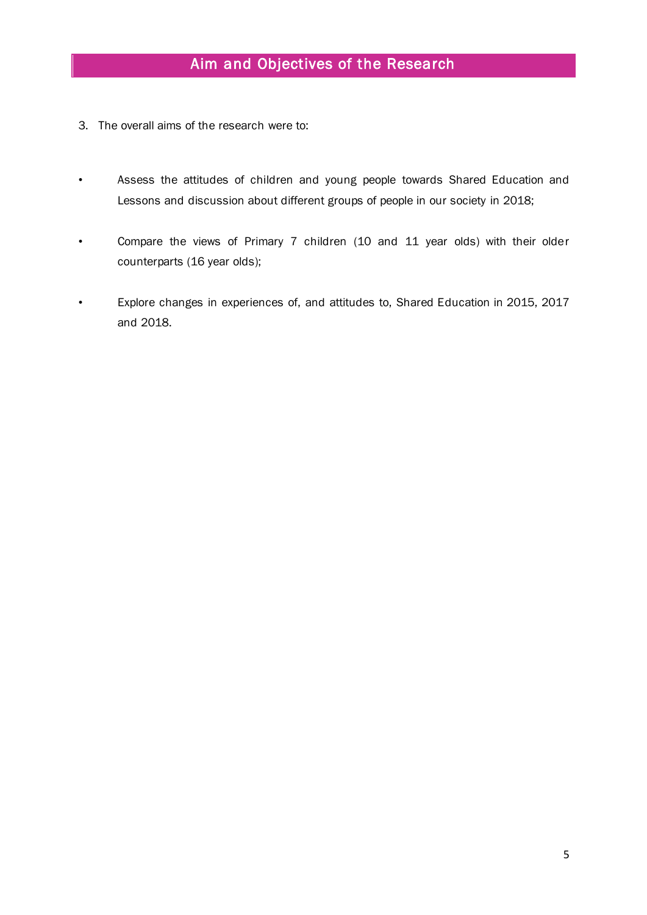## Aim and Objectives of the Research

3. The overall aims of the research were to:

- Assess the attitudes of children and young people towards Shared Education and Lessons and discussion about different groups of people in our society in 2018;
- Compare the views of Primary 7 children (10 and 11 year olds) with their older counterparts (16 year olds);
- Explore changes in experiences of, and attitudes to, Shared Education in 2015, 2017 and 2018.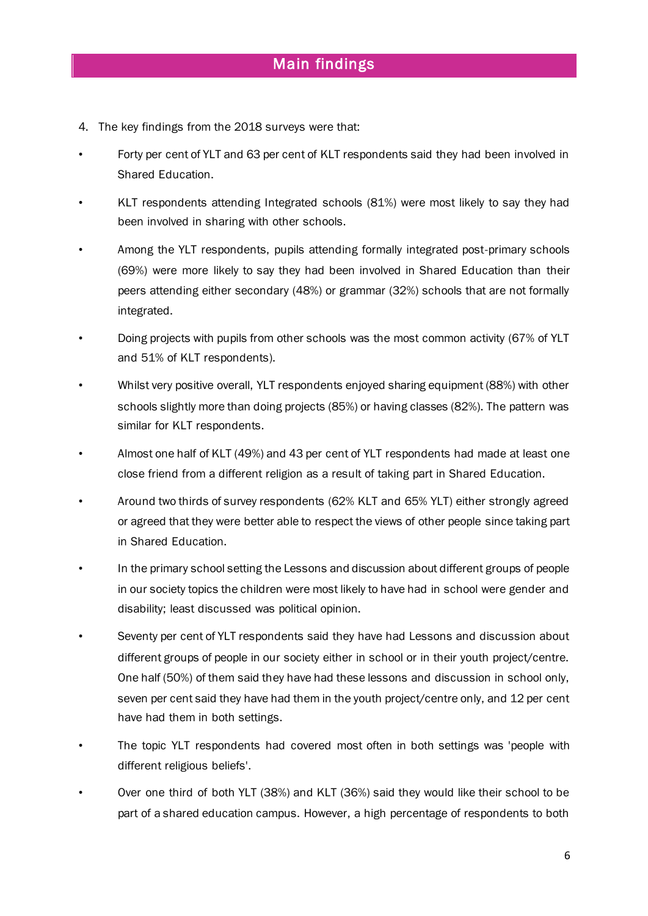# Main findings

4. The key findings from the 2018 surveys were that:

- Forty per cent of YLT and 63 per cent of KLT respondents said they had been involved in Shared Education.
- KLT respondents attending Integrated schools (81%) were most likely to say they had been involved in sharing with other schools.
- Among the YLT respondents, pupils attending formally integrated post-primary schools (69%) were more likely to say they had been involved in Shared Education than their peers attending either secondary (48%) or grammar (32%) schools that are not formally integrated.
- Doing projects with pupils from other schools was the most common activity (67% of YLT and 51% of KLT respondents).
- Whilst very positive overall, YLT respondents enjoyed sharing equipment (88%) with other schools slightly more than doing projects (85%) or having classes (82%). The pattern was similar for KLT respondents.
- Almost one half of KLT (49%) and 43 per cent of YLT respondents had made at least one close friend from a different religion as a result of taking part in Shared Education.
- Around two thirds of survey respondents (62% KLT and 65% YLT) either strongly agreed or agreed that they were better able to respect the views of other people since taking part in Shared Education.
- In the primary school setting the Lessons and discussion about different groups of people in our society topics the children were most likely to have had in school were gender and disability; least discussed was political opinion.
- Seventy per cent of YLT respondents said they have had Lessons and discussion about different groups of people in our society either in school or in their youth project/centre. One half (50%) of them said they have had these lessons and discussion in school only, seven per cent said they have had them in the youth project/centre only, and 12 per cent have had them in both settings.
- The topic YLT respondents had covered most often in both settings was 'people with different religious beliefs'.
- Over one third of both YLT (38%) and KLT (36%) said they would like their school to be part of a shared education campus. However, a high percentage of respondents to both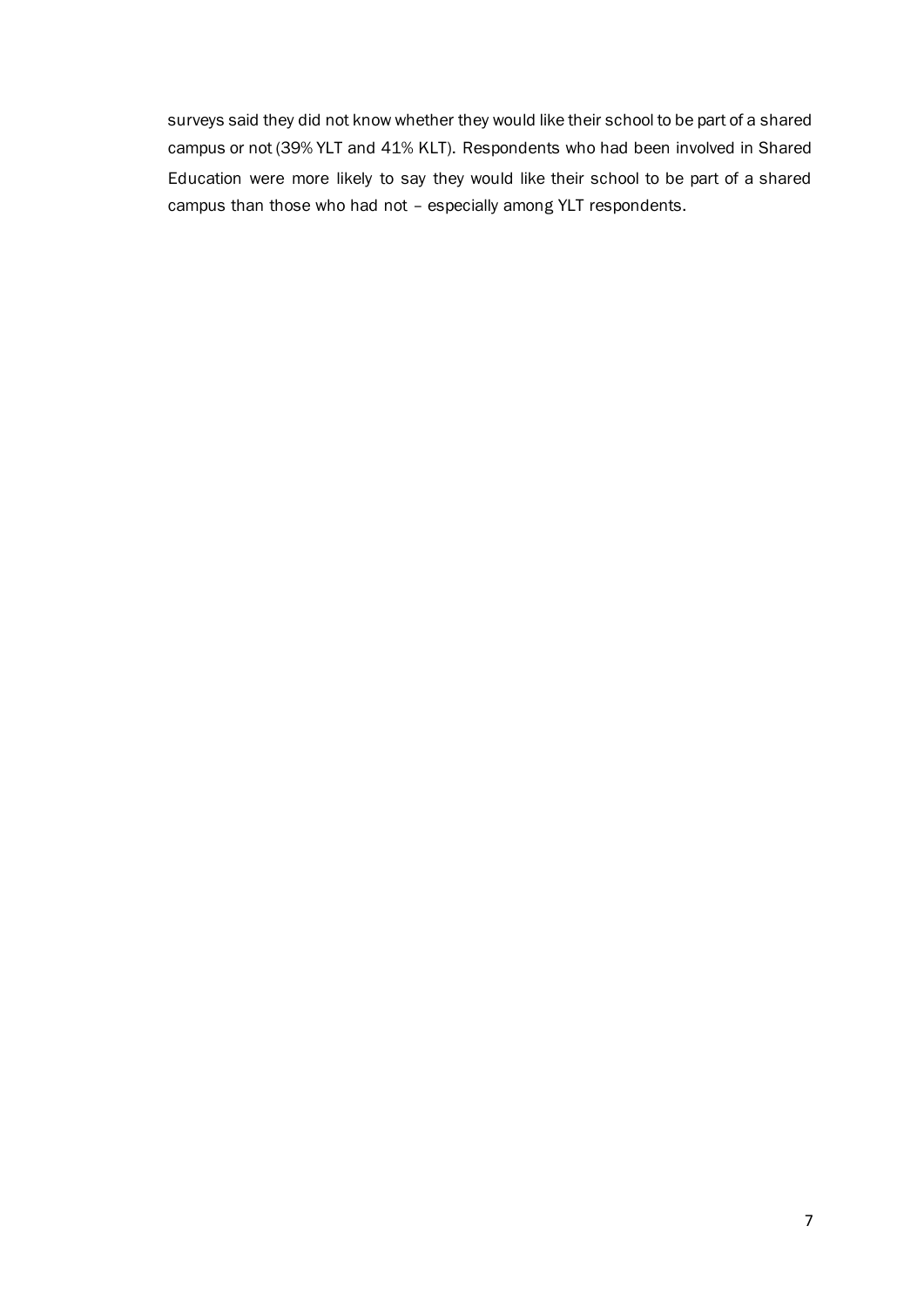surveys said they did not know whether they would like their school to be part of a shared campus or not (39% YLT and 41% KLT). Respondents who had been involved in Shared Education were more likely to say they would like their school to be part of a shared campus than those who had not – especially among YLT respondents.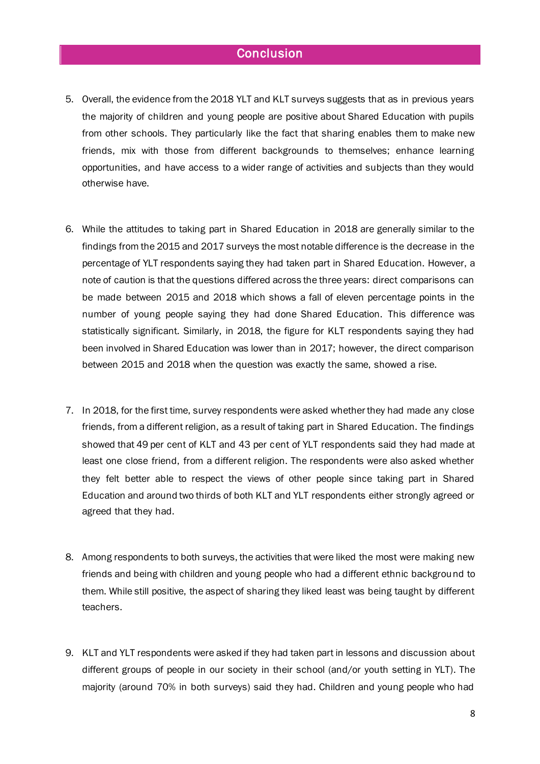## Conclusion

5. Overall, the evidence from the 2018 YLT and KLT surveys suggests that as in previous years the majority of children and young people are positive about Shared Education with pupils from other schools. They particularly like the fact that sharing enables them to make new friends, mix with those from different backgrounds to themselves; enhance learning opportunities, and have access to a wider range of activities and subjects than they would otherwise have.

6. While the attitudes to taking part in Shared Education in 2018 are generally similar to the findings from the 2015 and 2017 surveys the most notable difference is the decrease in the percentage of YLT respondents saying they had taken part in Shared Education. However, a note of caution is that the questions differed across the three years: direct comparisons can be made between 2015 and 2018 which shows a fall of eleven percentage points in the number of young people saying they had done Shared Education. This difference was statistically significant. Similarly, in 2018, the figure for KLT respondents saying they had been involved in Shared Education was lower than in 2017; however, the direct comparison between 2015 and 2018 when the question was exactly the same, showed a rise.

7. In 2018, for the first time, survey respondents were asked whether they had made any close friends, from a different religion, as a result of taking part in Shared Education. The findings showed that 49 per cent of KLT and 43 per cent of YLT respondents said they had made at least one close friend, from a different religion. The respondents were also asked whether they felt better able to respect the views of other people since taking part in Shared Education and around two thirds of both KLT and YLT respondents either strongly agreed or agreed that they had.

8. Among respondents to both surveys, the activities that were liked the most were making new friends and being with children and young people who had a different ethnic background to them. While still positive, the aspect of sharing they liked least was being taught by different teachers.

9. KLT and YLT respondents were asked if they had taken part in lessons and discussion about different groups of people in our society in their school (and/or youth setting in YLT). The majority (around 70% in both surveys) said they had. Children and young people who had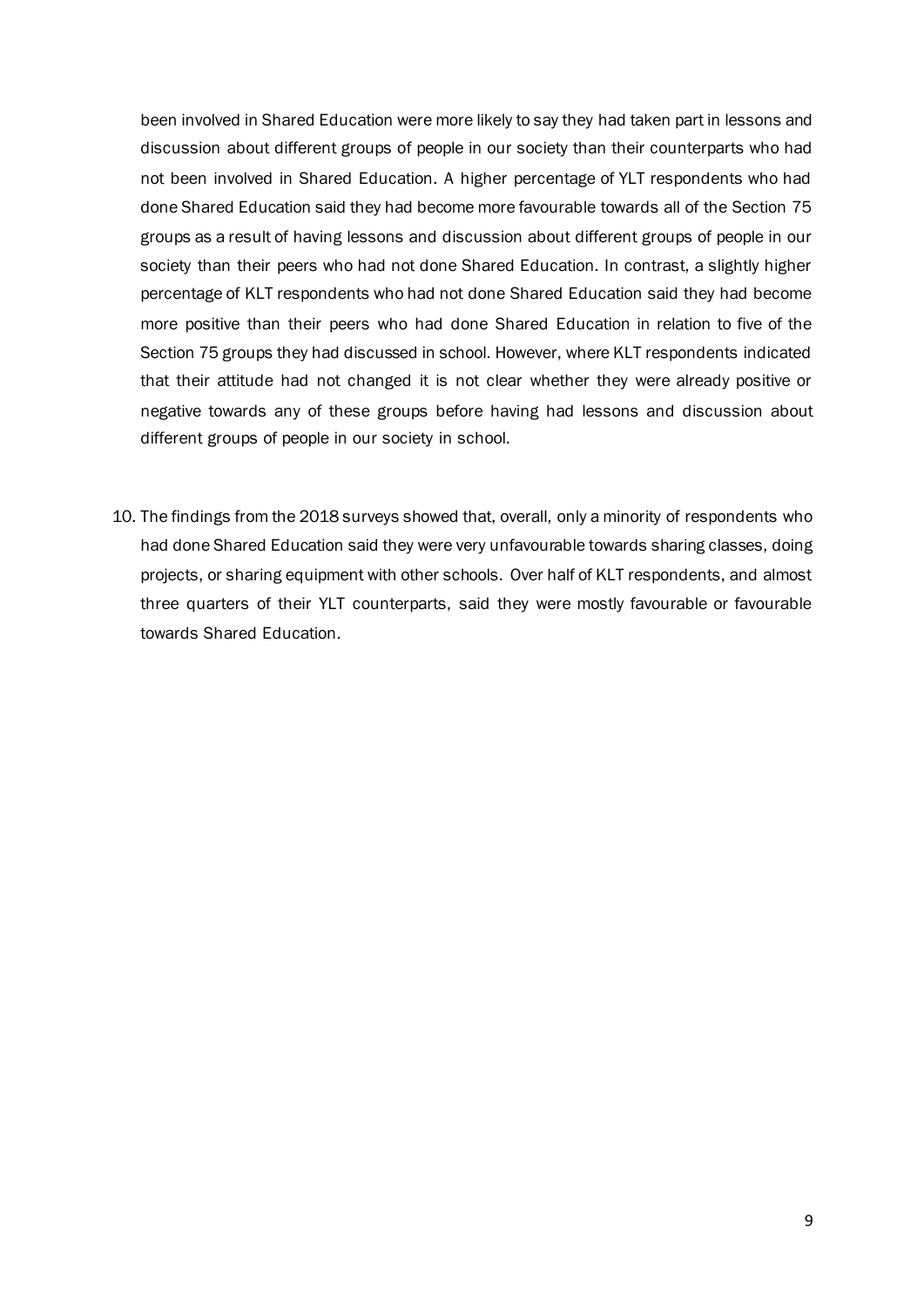been involved in Shared Education were more likely to say they had taken part in lessons and discussion about different groups of people in our society than their counterparts who had not been involved in Shared Education. A higher percentage of YLT respondents who had done Shared Education said they had become more favourable towards all of the Section 75 groups as a result of having lessons and discussion about different groups of people in our society than their peers who had not done Shared Education. In contrast, a slightly higher percentage of KLT respondents who had not done Shared Education said they had become more positive than their peers who had done Shared Education in relation to five of the Section 75 groups they had discussed in school. However, where KLT respondents indicated that their attitude had not changed it is not clear whether they were already positive or negative towards any of these groups before having had lessons and discussion about different groups of people in our society in school.

10. The findings from the 2018 surveys showed that, overall, only a minority of respondents who had done Shared Education said they were very unfavourable towards sharing classes, doing projects, or sharing equipment with other schools. Over half of KLT respondents, and almost three quarters of their YLT counterparts, said they were mostly favourable or favourable towards Shared Education.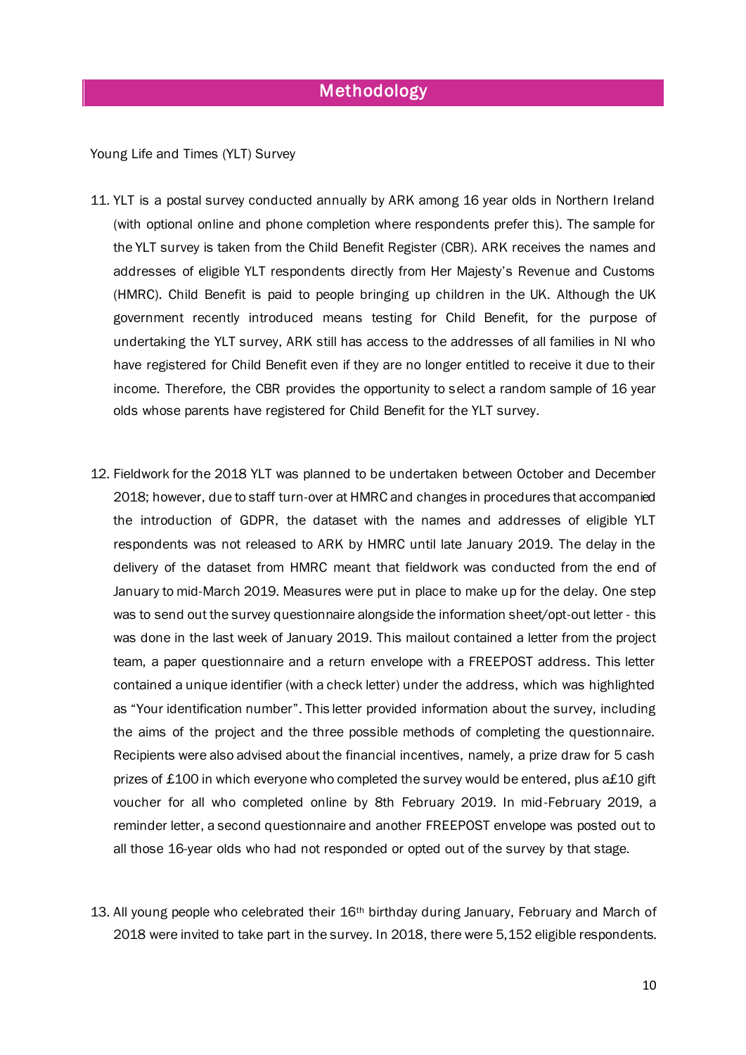## Methodology

Young Life and Times (YLT) Survey

11. YLT is a postal survey conducted annually by ARK among 16 year olds in Northern Ireland (with optional online and phone completion where respondents prefer this). The sample for the YLT survey is taken from the Child Benefit Register (CBR). ARK receives the names and addresses of eligible YLT respondents directly from Her Majesty's Revenue and Customs (HMRC). Child Benefit is paid to people bringing up children in the UK. Although the UK government recently introduced means testing for Child Benefit, for the purpose of undertaking the YLT survey, ARK still has access to the addresses of all families in NI who have registered for Child Benefit even if they are no longer entitled to receive it due to their income. Therefore, the CBR provides the opportunity to select a random sample of 16 year olds whose parents have registered for Child Benefit for the YLT survey.

12. Fieldwork for the 2018 YLT was planned to be undertaken between October and December 2018; however, due to staff turn-over at HMRC and changes in procedures that accompanied the introduction of GDPR, the dataset with the names and addresses of eligible YLT respondents was not released to ARK by HMRC until late January 2019. The delay in the delivery of the dataset from HMRC meant that fieldwork was conducted from the end of January to mid-March 2019. Measures were put in place to make up for the delay. One step was to send out the survey questionnaire alongside the information sheet/opt-out letter - this was done in the last week of January 2019. This mailout contained a letter from the project team, a paper questionnaire and a return envelope with a FREEPOST address. This letter contained a unique identifier (with a check letter) under the address, which was highlighted as "Your identification number". This letter provided information about the survey, including the aims of the project and the three possible methods of completing the questionnaire. Recipients were also advised about the financial incentives, namely, a prize draw for 5 cash prizes of £100 in which everyone who completed the survey would be entered, plus a£10 gift voucher for all who completed online by 8th February 2019. In mid-February 2019, a reminder letter, a second questionnaire and another FREEPOST envelope was posted out to all those 16-year olds who had not responded or opted out of the survey by that stage.

13. All young people who celebrated their 16th birthday during January, February and March of 2018 were invited to take part in the survey. In 2018, there were 5,152 eligible respondents.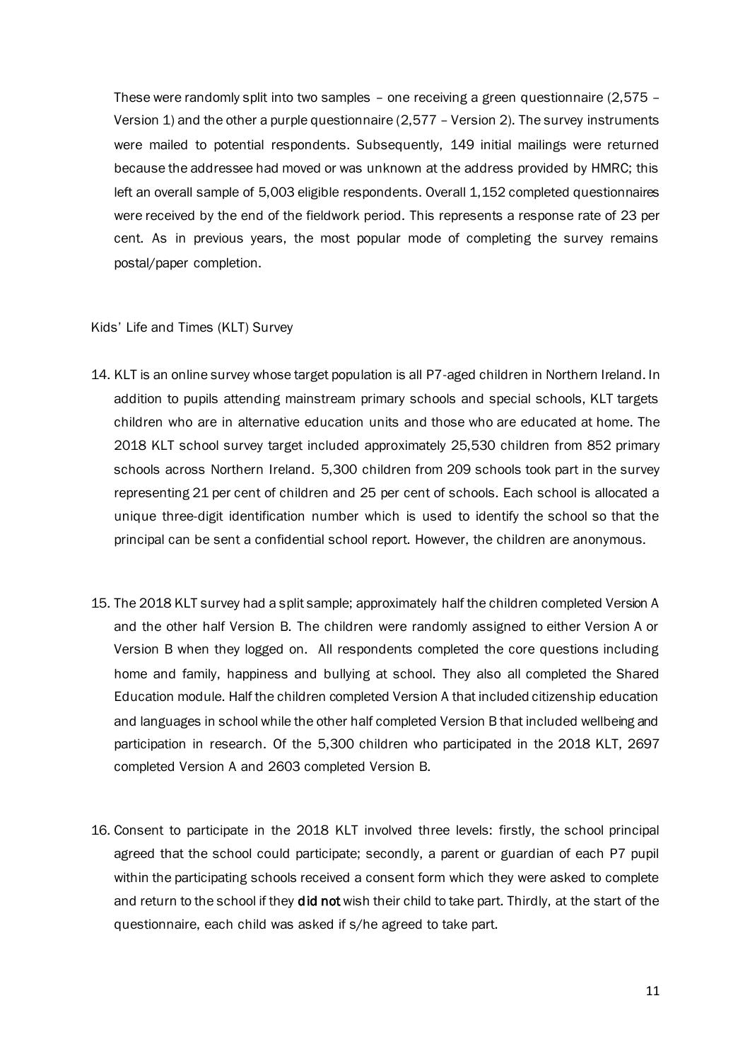These were randomly split into two samples – one receiving a green questionnaire (2,575 – Version 1) and the other a purple questionnaire (2,577 – Version 2). The survey instruments were mailed to potential respondents. Subsequently, 149 initial mailings were returned because the addressee had moved or was unknown at the address provided by HMRC; this left an overall sample of 5,003 eligible respondents. Overall 1,152 completed questionnaires were received by the end of the fieldwork period. This represents a response rate of 23 per cent. As in previous years, the most popular mode of completing the survey remains postal/paper completion.

Kids' Life and Times (KLT) Survey

14. KLT is an online survey whose target population is all P7-aged children in Northern Ireland. In addition to pupils attending mainstream primary schools and special schools, KLT targets children who are in alternative education units and those who are educated at home. The 2018 KLT school survey target included approximately 25,530 children from 852 primary schools across Northern Ireland. 5,300 children from 209 schools took part in the survey representing 21 per cent of children and 25 per cent of schools. Each school is allocated a unique three-digit identification number which is used to identify the school so that the principal can be sent a confidential school report. However, the children are anonymous.

15. The 2018 KLT survey had a split sample; approximately half the children completed Version A and the other half Version B. The children were randomly assigned to either Version A or Version B when they logged on. All respondents completed the core questions including home and family, happiness and bullying at school. They also all completed the Shared Education module. Half the children completed Version A that included citizenship education and languages in school while the other half completed Version B that included wellbeing and participation in research. Of the 5,300 children who participated in the 2018 KLT, 2697 completed Version A and 2603 completed Version B.

16. Consent to participate in the 2018 KLT involved three levels: firstly, the school principal agreed that the school could participate; secondly, a parent or guardian of each P7 pupil within the participating schools received a consent form which they were asked to complete and return to the school if they **did not** wish their child to take part. Thirdly, at the start of the questionnaire, each child was asked if s/he agreed to take part.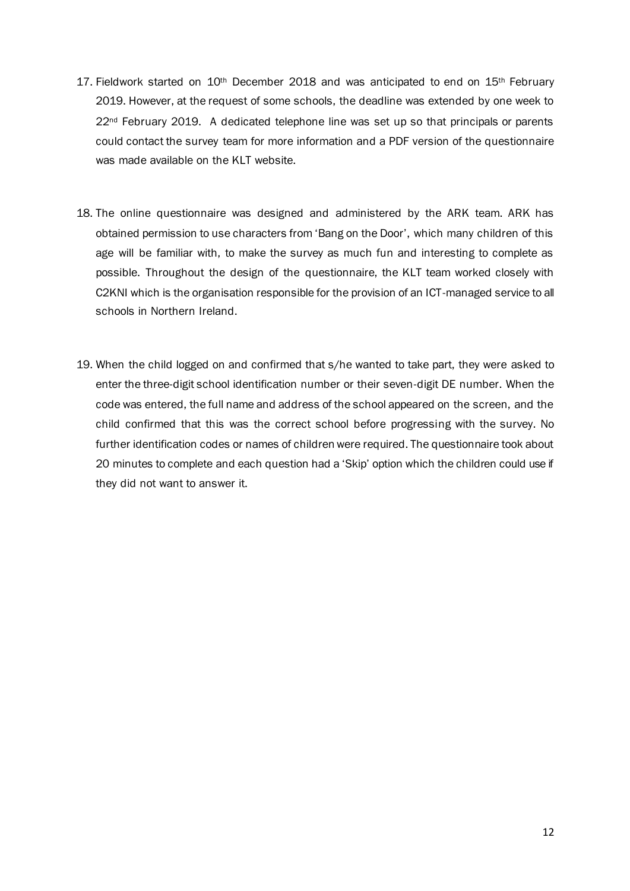17. Fieldwork started on 10th December 2018 and was anticipated to end on 15th February 2019. However, at the request of some schools, the deadline was extended by one week to 22nd February 2019. A dedicated telephone line was set up so that principals or parents could contact the survey team for more information and a PDF version of the questionnaire was made available on the KLT website.

18. The online questionnaire was designed and administered by the ARK team. ARK has obtained permission to use characters from 'Bang on the Door', which many children of this age will be familiar with, to make the survey as much fun and interesting to complete as possible. Throughout the design of the questionnaire, the KLT team worked closely with C2KNI which is the organisation responsible for the provision of an ICT-managed service to all schools in Northern Ireland.

19. When the child logged on and confirmed that s/he wanted to take part, they were asked to enter the three-digit school identification number or their seven-digit DE number. When the code was entered, the full name and address of the school appeared on the screen, and the child confirmed that this was the correct school before progressing with the survey. No further identification codes or names of children were required. The questionnaire took about 20 minutes to complete and each question had a 'Skip' option which the children could use if they did not want to answer it.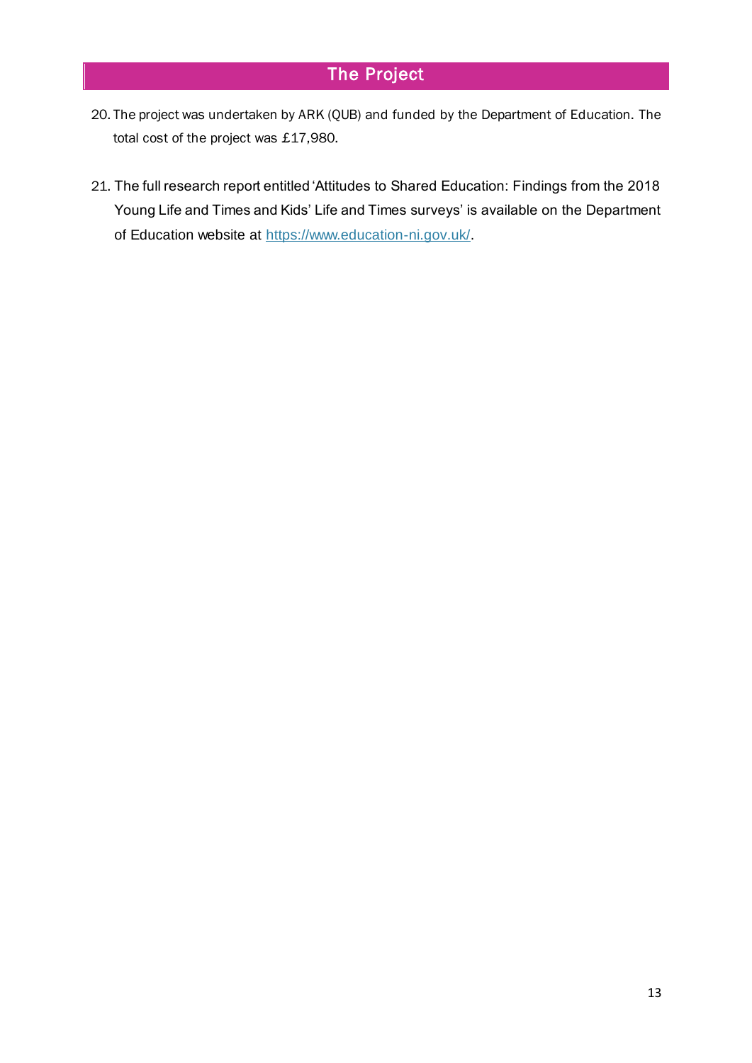## The Project

20. The project was undertaken by ARK (QUB) and funded by the Department of Education. The total cost of the project was £17,980.

21. The full research report entitled 'Attitudes to Shared Education: Findings from the 2018 Young Life and Times and Kids' Life and Times surveys' is available on the Department of Education website at https://www.education-ni.gov.uk/.